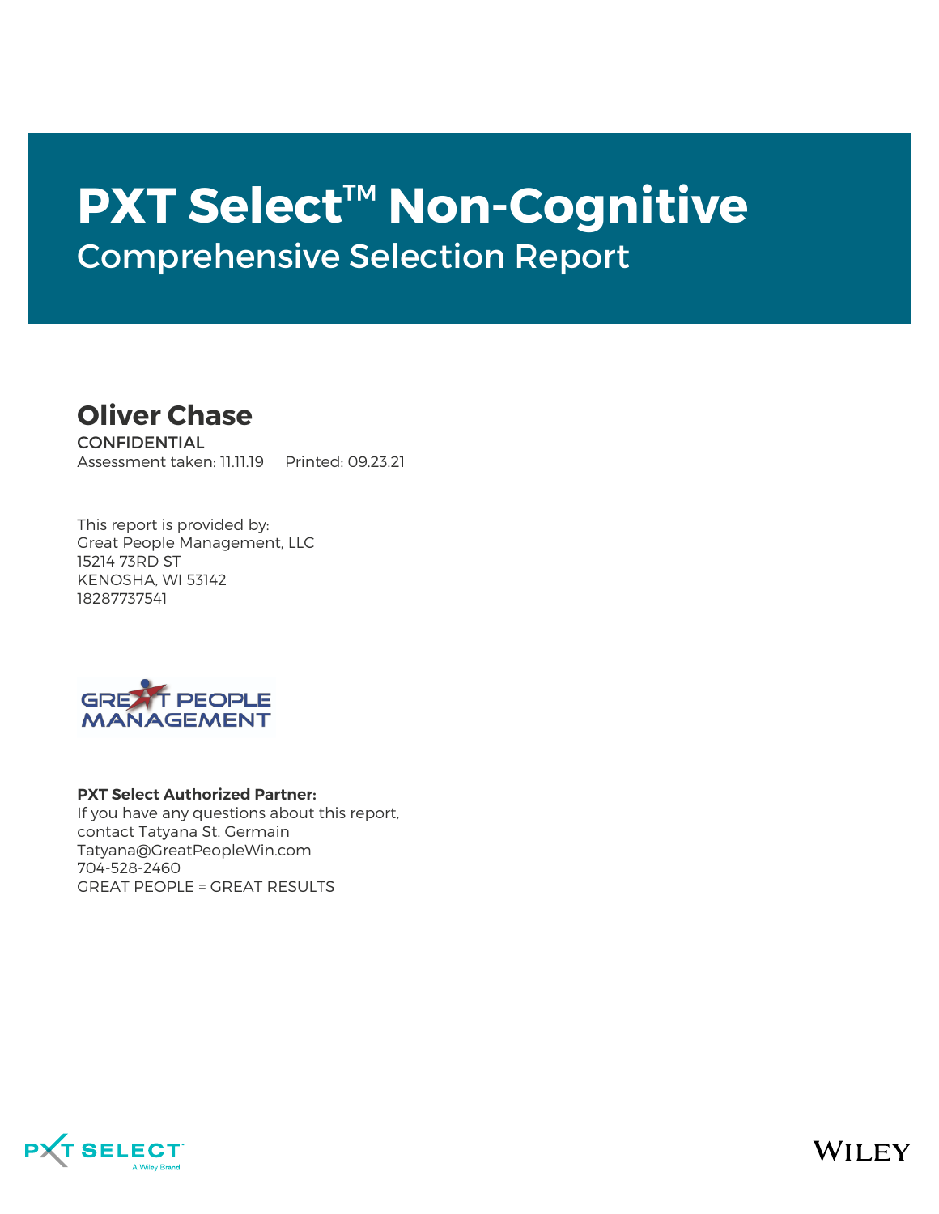# PXT Select™ Non-Cognitive

## Comprehensive Selection Report

**Oliver Chase**

CONFIDENTIAL

Assessment taken: 11.11.19 Printed: 09.23.21

This report is provided by:
Great People Management, LLC
15214 73RD ST
KENOSHA, WI 53142
18287737541

**PXT Select Authorized Partner:**
If you have any questions about this report,
contact Tatyana St. Germain
Tatyana@GreatPeopleWin.com
704-528-2460
GREAT PEOPLE = GREAT RESULTS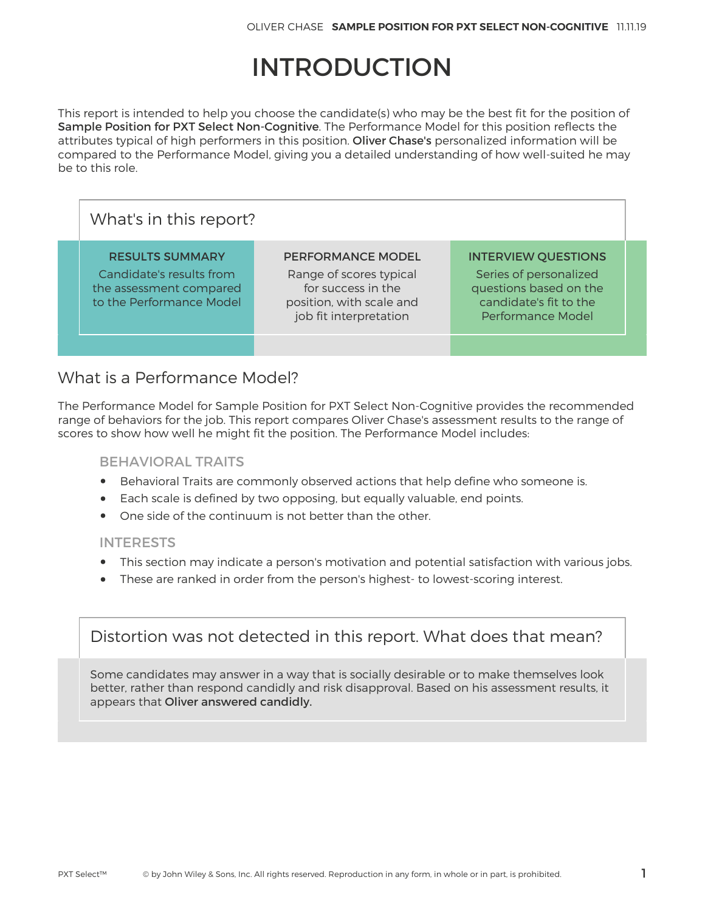# INTRODUCTION

This report is intended to help you choose the candidate(s) who may be the best fit for the position of **Sample Position for PXT Select Non-Cognitive**. The Performance Model for this position reflects the attributes typical of high performers in this position. **Oliver Chase's** personalized information will be compared to the Performance Model, giving you a detailed understanding of how well-suited he may be to this role.

## What's in this report?

| RESULTS SUMMARY | PERFORMANCE MODEL | INTERVIEW QUESTIONS |
|---|---|---|
| Candidate's results from the assessment compared to the Performance Model | Range of scores typical for success in the position, with scale and job fit interpretation | Series of personalized questions based on the candidate's fit to the Performance Model |

## What is a Performance Model?

The Performance Model for Sample Position for PXT Select Non-Cognitive provides the recommended range of behaviors for the job. This report compares Oliver Chase's assessment results to the range of scores to show how well he might fit the position. The Performance Model includes:

### BEHAVIORAL TRAITS

- Behavioral Traits are commonly observed actions that help define who someone is.
- Each scale is defined by two opposing, but equally valuable, end points.
- One side of the continuum is not better than the other.

### INTERESTS

- This section may indicate a person's motivation and potential satisfaction with various jobs.
- These are ranked in order from the person's highest- to lowest-scoring interest.

## Distortion was not detected in this report. What does that mean?

Some candidates may answer in a way that is socially desirable or to make themselves look better, rather than respond candidly and risk disapproval. Based on his assessment results, it appears that **Oliver answered candidly.**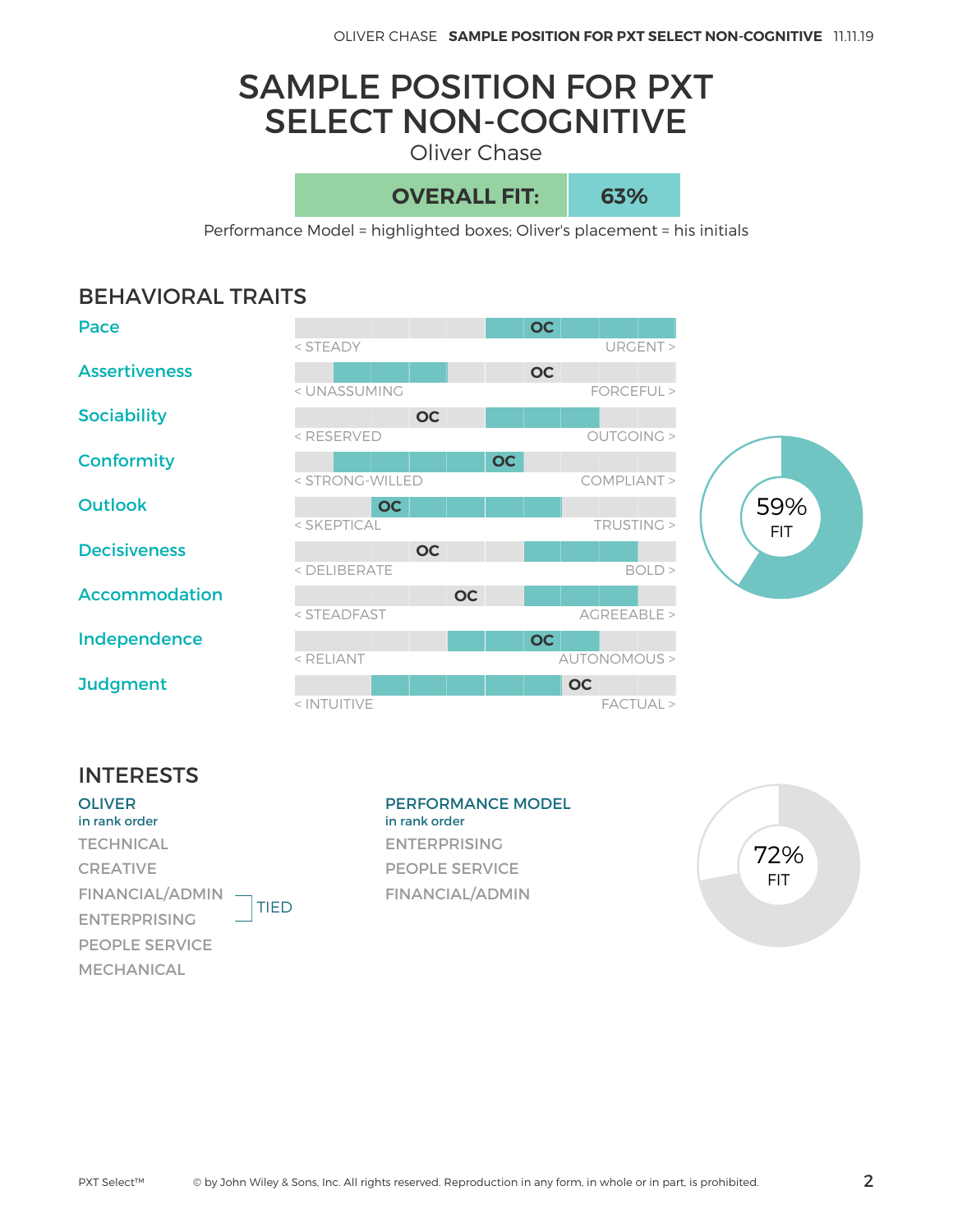# SAMPLE POSITION FOR PXT SELECT NON-COGNITIVE

Oliver Chase

**OVERALL FIT:** **63%**

Performance Model = highlighted boxes; Oliver's placement = his initials

## BEHAVIORAL TRAITS

**Pace**
OC
< STEADY URGENT >

**Assertiveness**
OC
< UNASSUMING FORCEFUL >

**Sociability**
OC
< RESERVED OUTGOING >

**Conformity**
OC
< STRONG-WILLED COMPLIANT >

**Outlook**
OC
< SKEPTICAL TRUSTING >

**Decisiveness**
OC
< DELIBERATE BOLD >

**Accommodation**
OC
< STEADFAST AGREEABLE >

**Independence**
OC
< RELIANT AUTONOMOUS >

**Judgment**
OC
< INTUITIVE FACTUAL >

59%
FIT

## INTERESTS

**OLIVER**
in rank order

TECHNICAL
CREATIVE
FINANCIAL/ADMIN
ENTERPRISING
PEOPLE SERVICE
MECHANICAL

TIED (FINANCIAL/ADMIN, ENTERPRISING)

**PERFORMANCE MODEL**
in rank order

ENTERPRISING
PEOPLE SERVICE
FINANCIAL/ADMIN

72%
FIT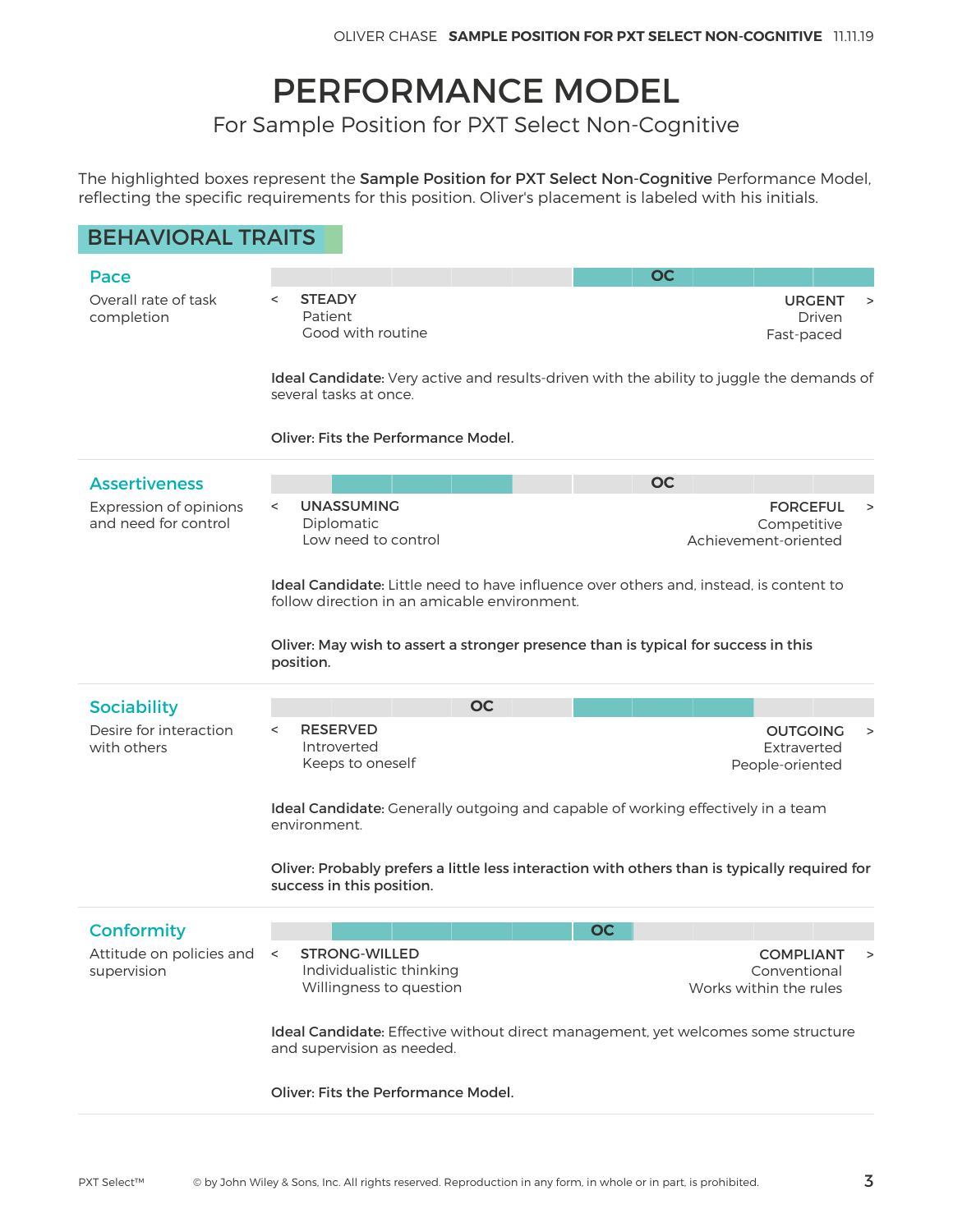# PERFORMANCE MODEL

For Sample Position for PXT Select Non-Cognitive

The highlighted boxes represent the **Sample Position for PXT Select Non-Cognitive** Performance Model, reflecting the specific requirements for this position. Oliver's placement is labeled with his initials.

## BEHAVIORAL TRAITS

### Pace

Overall rate of task completion

OC

< **STEADY** Patient Good with routine

**URGENT** > Driven Fast-paced

**Ideal Candidate:** Very active and results-driven with the ability to juggle the demands of several tasks at once.

**Oliver: Fits the Performance Model.**

### Assertiveness

Expression of opinions and need for control

OC

< **UNASSUMING** Diplomatic Low need to control

**FORCEFUL** > Competitive Achievement-oriented

**Ideal Candidate:** Little need to have influence over others and, instead, is content to follow direction in an amicable environment.

**Oliver: May wish to assert a stronger presence than is typical for success in this position.**

### Sociability

Desire for interaction with others

OC

< **RESERVED** Introverted Keeps to oneself

**OUTGOING** > Extraverted People-oriented

**Ideal Candidate:** Generally outgoing and capable of working effectively in a team environment.

**Oliver: Probably prefers a little less interaction with others than is typically required for success in this position.**

### Conformity

Attitude on policies and supervision

OC

< **STRONG-WILLED** Individualistic thinking Willingness to question

**COMPLIANT** > Conventional Works within the rules

**Ideal Candidate:** Effective without direct management, yet welcomes some structure and supervision as needed.

**Oliver: Fits the Performance Model.**

PXT Select™ © by John Wiley & Sons, Inc. All rights reserved. Reproduction in any form, in whole or in part, is prohibited.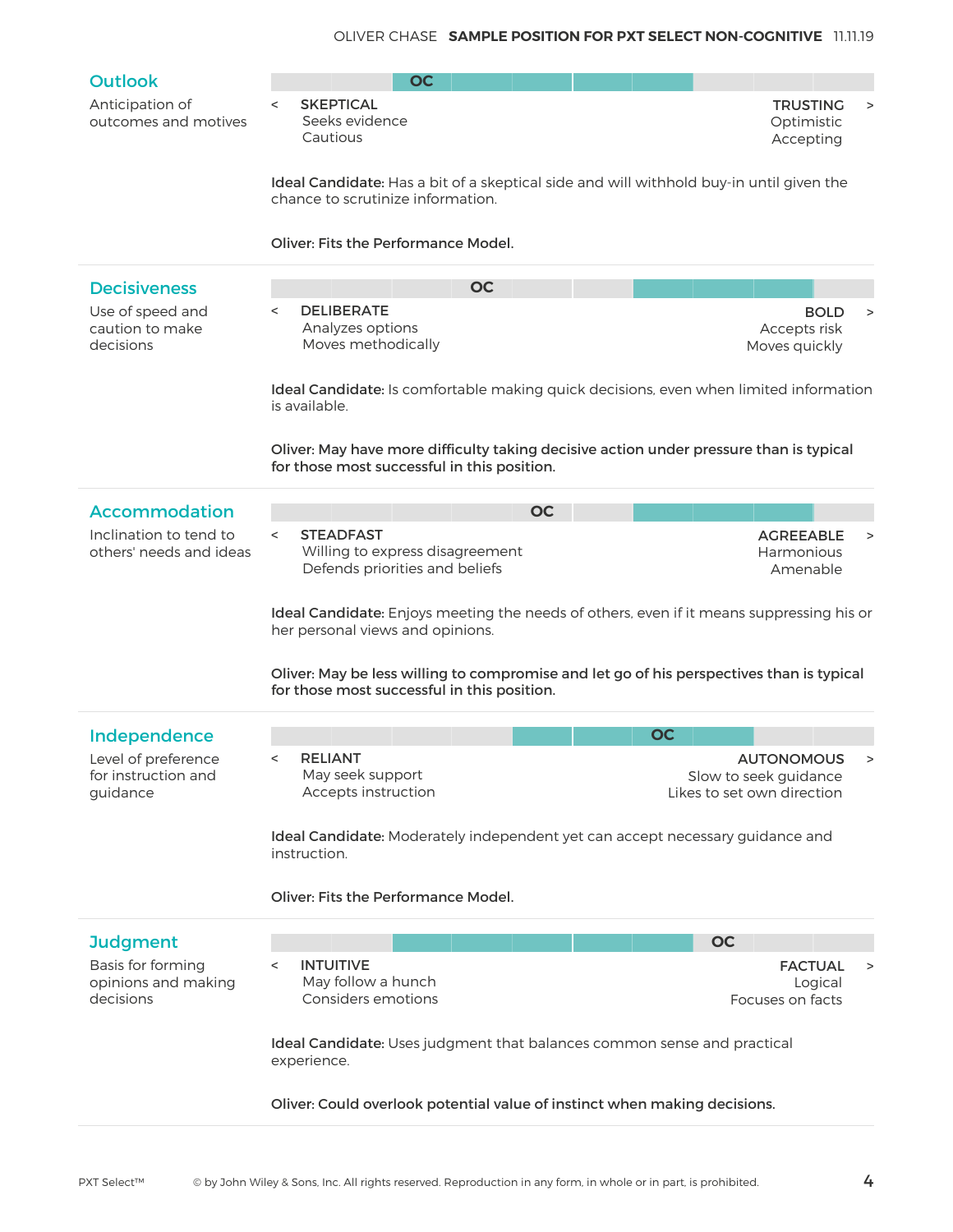## Outlook

Anticipation of outcomes and motives

OC

< SKEPTICAL
Seeks evidence
Cautious

TRUSTING >
Optimistic
Accepting

**Ideal Candidate:** Has a bit of a skeptical side and will withhold buy-in until given the chance to scrutinize information.

**Oliver: Fits the Performance Model.**

## Decisiveness

Use of speed and caution to make decisions

OC

< DELIBERATE
Analyzes options
Moves methodically

BOLD >
Accepts risk
Moves quickly

**Ideal Candidate:** Is comfortable making quick decisions, even when limited information is available.

**Oliver: May have more difficulty taking decisive action under pressure than is typical for those most successful in this position.**

## Accommodation

Inclination to tend to others' needs and ideas

OC

< STEADFAST
Willing to express disagreement
Defends priorities and beliefs

AGREEABLE >
Harmonious
Amenable

**Ideal Candidate:** Enjoys meeting the needs of others, even if it means suppressing his or her personal views and opinions.

**Oliver: May be less willing to compromise and let go of his perspectives than is typical for those most successful in this position.**

## Independence

Level of preference for instruction and guidance

OC

< RELIANT
May seek support
Accepts instruction

AUTONOMOUS >
Slow to seek guidance
Likes to set own direction

**Ideal Candidate:** Moderately independent yet can accept necessary guidance and instruction.

**Oliver: Fits the Performance Model.**

## Judgment

Basis for forming opinions and making decisions

OC

< INTUITIVE
May follow a hunch
Considers emotions

FACTUAL >
Logical
Focuses on facts

**Ideal Candidate:** Uses judgment that balances common sense and practical experience.

**Oliver: Could overlook potential value of instinct when making decisions.**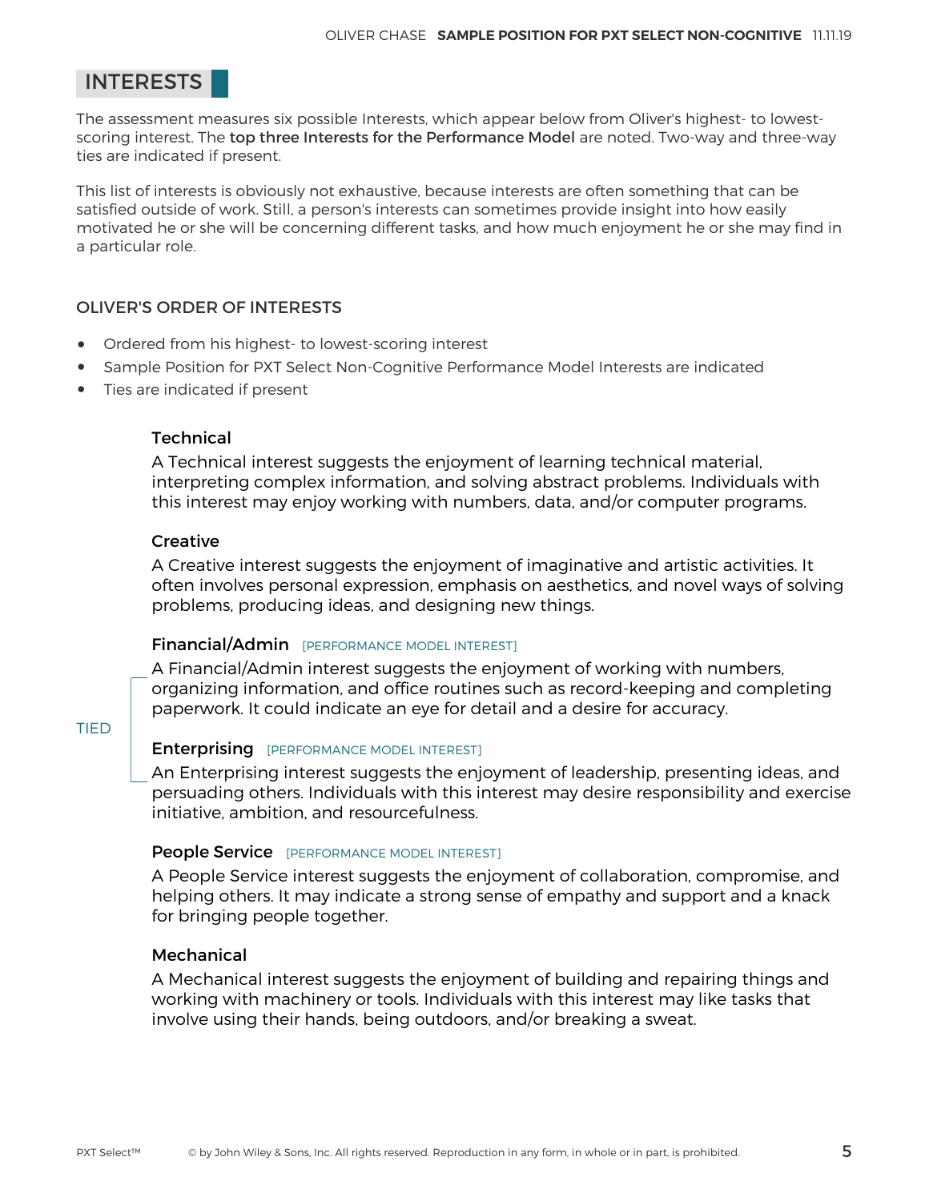## INTERESTS

The assessment measures six possible Interests, which appear below from Oliver's highest- to lowest-scoring interest. The **top three Interests for the Performance Model** are noted. Two-way and three-way ties are indicated if present.

This list of interests is obviously not exhaustive, because interests are often something that can be satisfied outside of work. Still, a person's interests can sometimes provide insight into how easily motivated he or she will be concerning different tasks, and how much enjoyment he or she may find in a particular role.

### OLIVER'S ORDER OF INTERESTS

- Ordered from his highest- to lowest-scoring interest
- Sample Position for PXT Select Non-Cognitive Performance Model Interests are indicated
- Ties are indicated if present

**Technical**

A Technical interest suggests the enjoyment of learning technical material, interpreting complex information, and solving abstract problems. Individuals with this interest may enjoy working with numbers, data, and/or computer programs.

**Creative**

A Creative interest suggests the enjoyment of imaginative and artistic activities. It often involves personal expression, emphasis on aesthetics, and novel ways of solving problems, producing ideas, and designing new things.

TIED

**Financial/Admin** [PERFORMANCE MODEL INTEREST]

A Financial/Admin interest suggests the enjoyment of working with numbers, organizing information, and office routines such as record-keeping and completing paperwork. It could indicate an eye for detail and a desire for accuracy.

**Enterprising** [PERFORMANCE MODEL INTEREST]

An Enterprising interest suggests the enjoyment of leadership, presenting ideas, and persuading others. Individuals with this interest may desire responsibility and exercise initiative, ambition, and resourcefulness.

**People Service** [PERFORMANCE MODEL INTEREST]

A People Service interest suggests the enjoyment of collaboration, compromise, and helping others. It may indicate a strong sense of empathy and support and a knack for bringing people together.

**Mechanical**

A Mechanical interest suggests the enjoyment of building and repairing things and working with machinery or tools. Individuals with this interest may like tasks that involve using their hands, being outdoors, and/or breaking a sweat.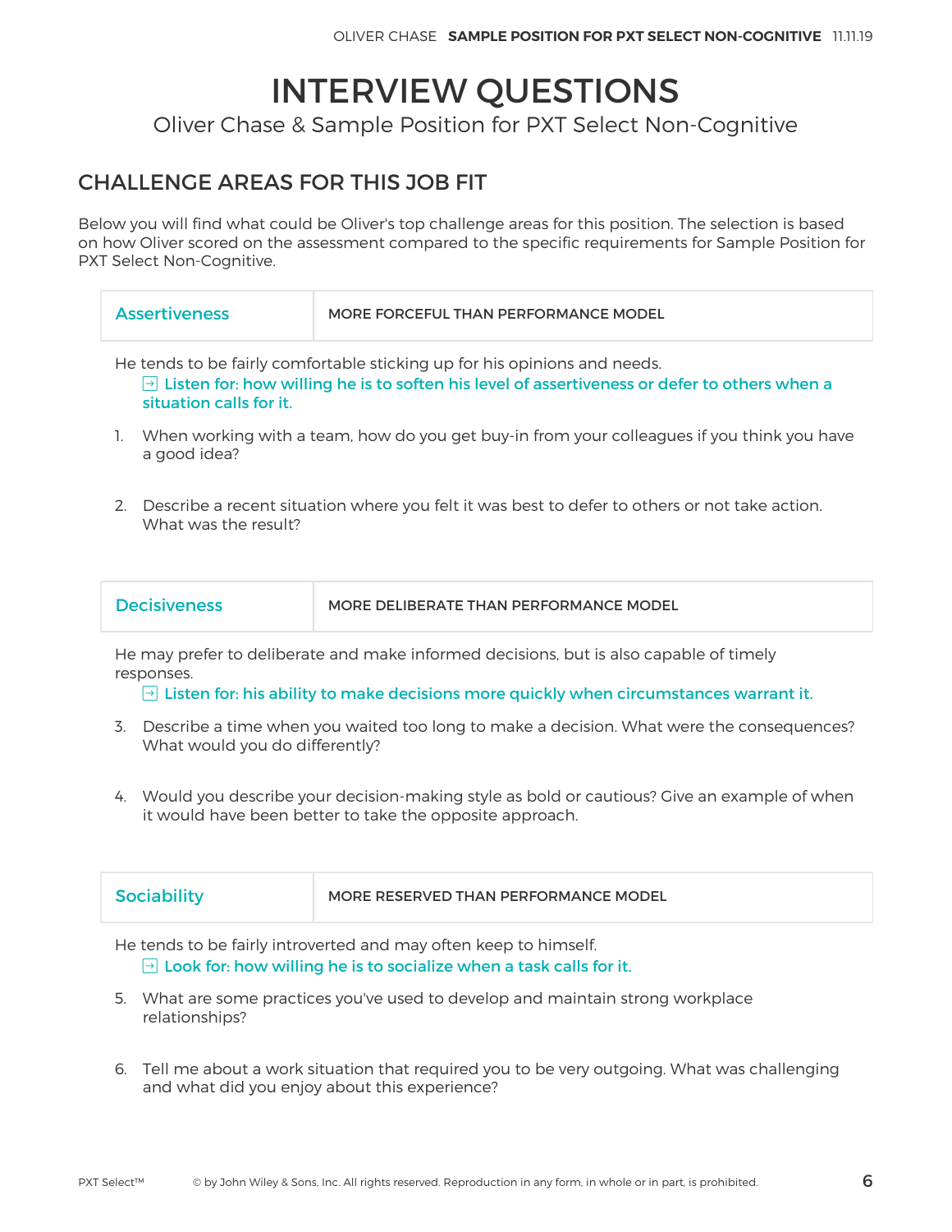# INTERVIEW QUESTIONS

Oliver Chase & Sample Position for PXT Select Non-Cognitive

## CHALLENGE AREAS FOR THIS JOB FIT

Below you will find what could be Oliver's top challenge areas for this position. The selection is based on how Oliver scored on the assessment compared to the specific requirements for Sample Position for PXT Select Non-Cognitive.

| | |
|---|---|
| Assertiveness | MORE FORCEFUL THAN PERFORMANCE MODEL |

He tends to be fairly comfortable sticking up for his opinions and needs.

→ Listen for: how willing he is to soften his level of assertiveness or defer to others when a situation calls for it.

1. When working with a team, how do you get buy-in from your colleagues if you think you have a good idea?

2. Describe a recent situation where you felt it was best to defer to others or not take action. What was the result?

| | |
|---|---|
| Decisiveness | MORE DELIBERATE THAN PERFORMANCE MODEL |

He may prefer to deliberate and make informed decisions, but is also capable of timely responses.

→ Listen for: his ability to make decisions more quickly when circumstances warrant it.

3. Describe a time when you waited too long to make a decision. What were the consequences? What would you do differently?

4. Would you describe your decision-making style as bold or cautious? Give an example of when it would have been better to take the opposite approach.

| | |
|---|---|
| Sociability | MORE RESERVED THAN PERFORMANCE MODEL |

He tends to be fairly introverted and may often keep to himself.

→ Look for: how willing he is to socialize when a task calls for it.

5. What are some practices you've used to develop and maintain strong workplace relationships?

6. Tell me about a work situation that required you to be very outgoing. What was challenging and what did you enjoy about this experience?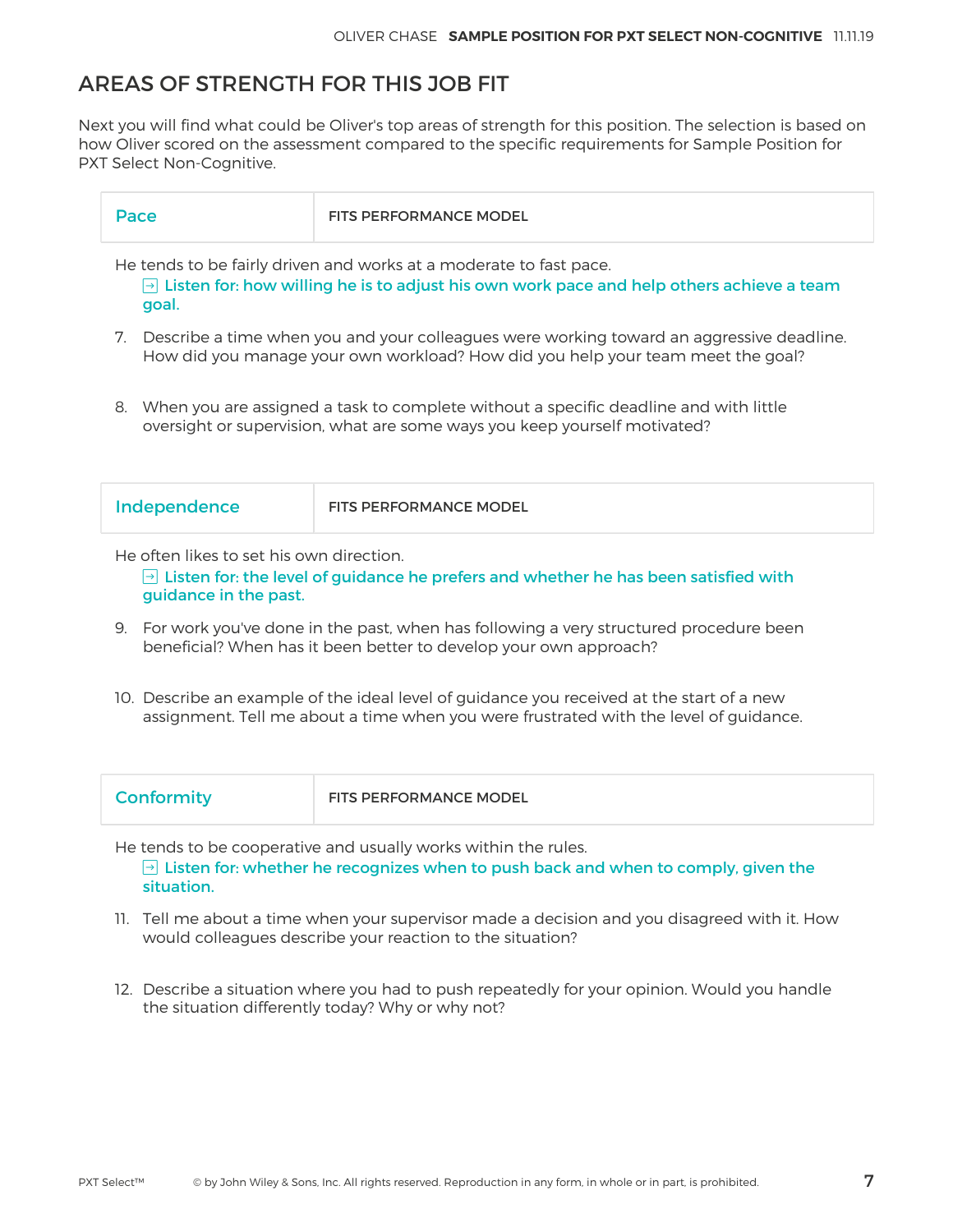## AREAS OF STRENGTH FOR THIS JOB FIT

Next you will find what could be Oliver's top areas of strength for this position. The selection is based on how Oliver scored on the assessment compared to the specific requirements for Sample Position for PXT Select Non-Cognitive.

| Pace | FITS PERFORMANCE MODEL |
|---|---|

He tends to be fairly driven and works at a moderate to fast pace.

→ **Listen for: how willing he is to adjust his own work pace and help others achieve a team goal.**

7. Describe a time when you and your colleagues were working toward an aggressive deadline. How did you manage your own workload? How did you help your team meet the goal?

8. When you are assigned a task to complete without a specific deadline and with little oversight or supervision, what are some ways you keep yourself motivated?

| Independence | FITS PERFORMANCE MODEL |
|---|---|

He often likes to set his own direction.

→ **Listen for: the level of guidance he prefers and whether he has been satisfied with guidance in the past.**

9. For work you've done in the past, when has following a very structured procedure been beneficial? When has it been better to develop your own approach?

10. Describe an example of the ideal level of guidance you received at the start of a new assignment. Tell me about a time when you were frustrated with the level of guidance.

| Conformity | FITS PERFORMANCE MODEL |
|---|---|

He tends to be cooperative and usually works within the rules.

→ **Listen for: whether he recognizes when to push back and when to comply, given the situation.**

11. Tell me about a time when your supervisor made a decision and you disagreed with it. How would colleagues describe your reaction to the situation?

12. Describe a situation where you had to push repeatedly for your opinion. Would you handle the situation differently today? Why or why not?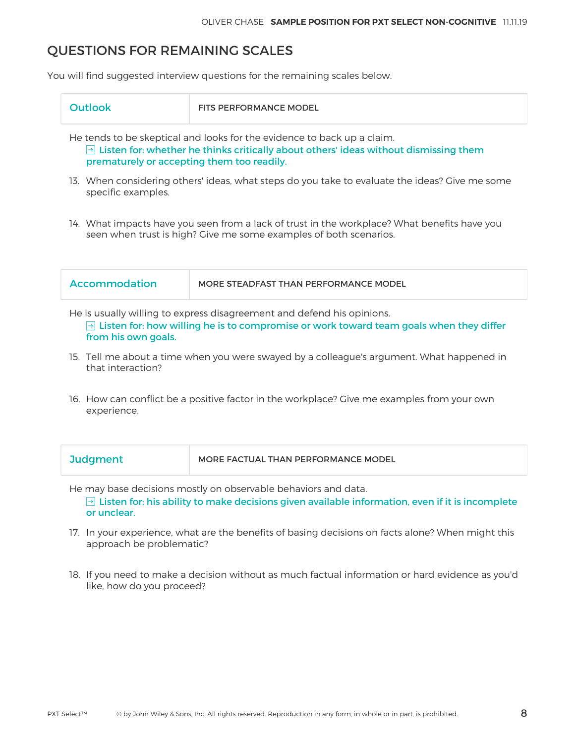## QUESTIONS FOR REMAINING SCALES

You will find suggested interview questions for the remaining scales below.

| Outlook | FITS PERFORMANCE MODEL |
|---|---|

He tends to be skeptical and looks for the evidence to back up a claim.

→ **Listen for: whether he thinks critically about others' ideas without dismissing them prematurely or accepting them too readily.**

13. When considering others' ideas, what steps do you take to evaluate the ideas? Give me some specific examples.

14. What impacts have you seen from a lack of trust in the workplace? What benefits have you seen when trust is high? Give me some examples of both scenarios.

| Accommodation | MORE STEADFAST THAN PERFORMANCE MODEL |
|---|---|

He is usually willing to express disagreement and defend his opinions.

→ **Listen for: how willing he is to compromise or work toward team goals when they differ from his own goals.**

15. Tell me about a time when you were swayed by a colleague's argument. What happened in that interaction?

16. How can conflict be a positive factor in the workplace? Give me examples from your own experience.

| Judgment | MORE FACTUAL THAN PERFORMANCE MODEL |
|---|---|

He may base decisions mostly on observable behaviors and data.

→ **Listen for: his ability to make decisions given available information, even if it is incomplete or unclear.**

17. In your experience, what are the benefits of basing decisions on facts alone? When might this approach be problematic?

18. If you need to make a decision without as much factual information or hard evidence as you'd like, how do you proceed?